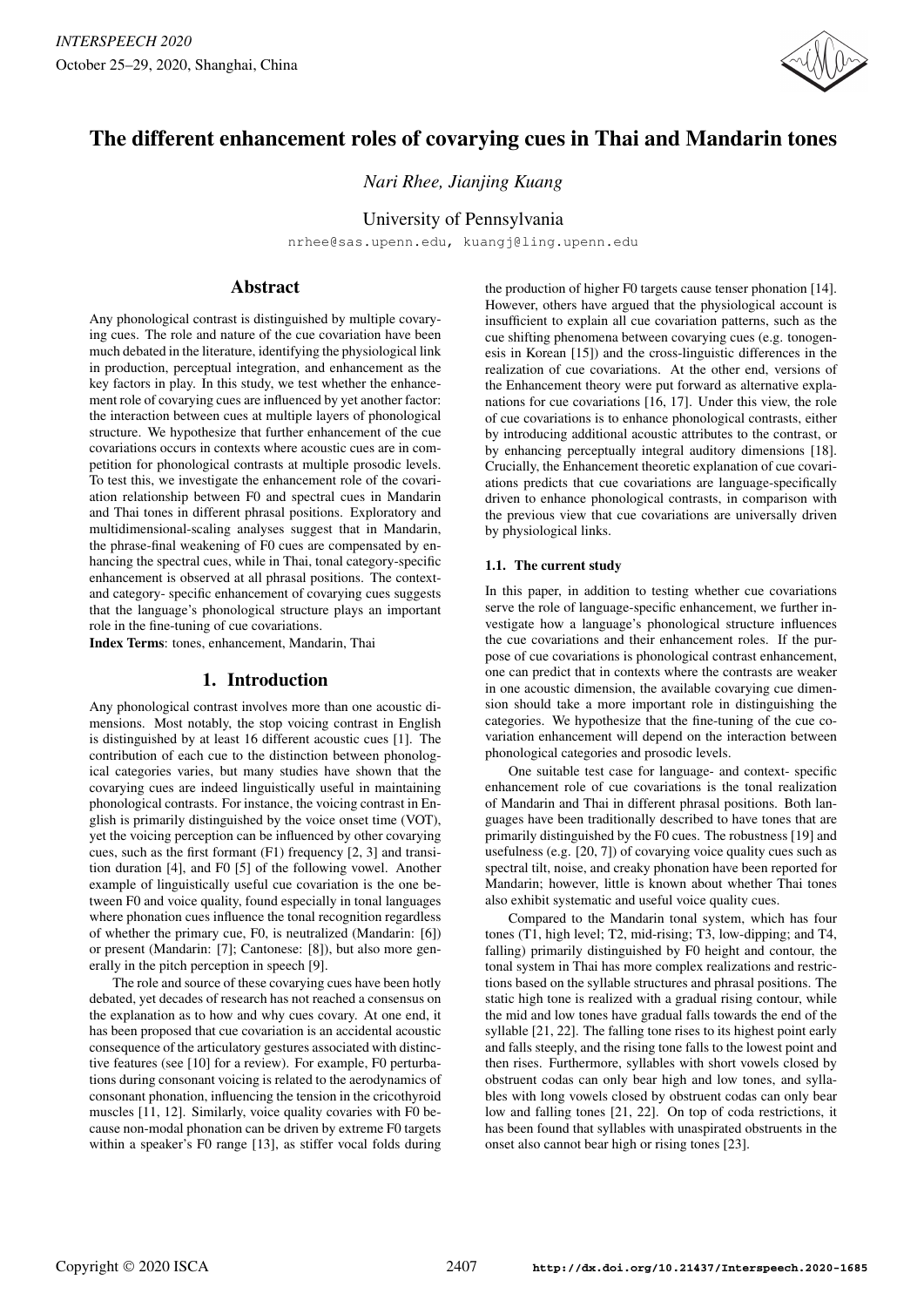# The different enhancement roles of covarying cues in Thai and Mandarin tones

*Nari Rhee, Jianjing Kuang*

University of Pennsylvania

nrhee@sas.upenn.edu, kuangj@ling.upenn.edu

## Abstract

Any phonological contrast is distinguished by multiple covarying cues. The role and nature of the cue covariation have been much debated in the literature, identifying the physiological link in production, perceptual integration, and enhancement as the key factors in play. In this study, we test whether the enhancement role of covarying cues are influenced by yet another factor: the interaction between cues at multiple layers of phonological structure. We hypothesize that further enhancement of the cue covariations occurs in contexts where acoustic cues are in competition for phonological contrasts at multiple prosodic levels. To test this, we investigate the enhancement role of the covariation relationship between F0 and spectral cues in Mandarin and Thai tones in different phrasal positions. Exploratory and multidimensional-scaling analyses suggest that in Mandarin, the phrase-final weakening of F0 cues are compensated by enhancing the spectral cues, while in Thai, tonal category-specific enhancement is observed at all phrasal positions. The context- and category- specific enhancement of covarying cues suggests that the language's phonological structure plays an important role in the fine-tuning of cue covariations.

**Index Terms**: tones, enhancement, Mandarin, Thai

## 1. Introduction

Any phonological contrast involves more than one acoustic dimensions. Most notably, the stop voicing contrast in English is distinguished by at least 16 different acoustic cues [1]. The contribution of each cue to the distinction between phonological categories varies, but many studies have shown that the covarying cues are indeed linguistically useful in maintaining phonological contrasts. For instance, the voicing contrast in English is primarily distinguished by the voice onset time (VOT), yet the voicing perception can be influenced by other covarying cues, such as the first formant (F1) frequency [2, 3] and transition duration [4], and F0 [5] of the following vowel. Another example of linguistically useful cue covariation is the one between F0 and voice quality, found especially in tonal languages where phonation cues influence the tonal recognition regardless of whether the primary cue, F0, is neutralized (Mandarin: [6]) or present (Mandarin: [7]; Cantonese: [8]), but also more generally in the pitch perception in speech [9].

The role and source of these covarying cues have been hotly debated, yet decades of research has not reached a consensus on the explanation as to how and why cues covary. At one end, it has been proposed that cue covariation is an accidental acoustic consequence of the articulatory gestures associated with distinctive features (see [10] for a review). For example, F0 perturbations during consonant voicing is related to the aerodynamics of consonant phonation, influencing the tension in the cricothyroid muscles [11, 12]. Similarly, voice quality covaries with F0 because non-modal phonation can be driven by extreme F0 targets within a speaker's F0 range [13], as stiffer vocal folds during the production of higher F0 targets cause tenser phonation [14]. However, others have argued that the physiological account is insufficient to explain all cue covariation patterns, such as the cue shifting phenomena between covarying cues (e.g. tonogenesis in Korean [15]) and the cross-linguistic differences in the realization of cue covariations. At the other end, versions of the Enhancement theory were put forward as alternative explanations for cue covariations [16, 17]. Under this view, the role of cue covariations is to enhance phonological contrasts, either by introducing additional acoustic attributes to the contrast, or by enhancing perceptually integral auditory dimensions [18]. Crucially, the Enhancement theoretic explanation of cue covariations predicts that cue covariations are language-specifically driven to enhance phonological contrasts, in comparison with the previous view that cue covariations are universally driven by physiological links.

### 1.1. The current study

In this paper, in addition to testing whether cue covariations serve the role of language-specific enhancement, we further investigate how a language's phonological structure influences the cue covariations and their enhancement roles. If the purpose of cue covariations is phonological contrast enhancement, one can predict that in contexts where the contrasts are weaker in one acoustic dimension, the available covarying cue dimension should take a more important role in distinguishing the categories. We hypothesize that the fine-tuning of the cue covariation enhancement will depend on the interaction between phonological categories and prosodic levels.

One suitable test case for language- and context- specific enhancement role of cue covariations is the tonal realization of Mandarin and Thai in different phrasal positions. Both languages have been traditionally described to have tones that are primarily distinguished by the F0 cues. The robustness [19] and usefulness (e.g. [20, 7]) of covarying voice quality cues such as spectral tilt, noise, and creaky phonation have been reported for Mandarin; however, little is known about whether Thai tones also exhibit systematic and useful voice quality cues.

Compared to the Mandarin tonal system, which has four tones (T1, high level; T2, mid-rising; T3, low-dipping; and T4, falling) primarily distinguished by F0 height and contour, the tonal system in Thai has more complex realizations and restrictions based on the syllable structures and phrasal positions. The static high tone is realized with a gradual rising contour, while the mid and low tones have gradual falls towards the end of the syllable [21, 22]. The falling tone rises to its highest point early and falls steeply, and the rising tone falls to the lowest point and then rises. Furthermore, syllables with short vowels closed by obstruent codas can only bear high and low tones, and syllables with long vowels closed by obstruent codas can only bear low and falling tones [21, 22]. On top of coda restrictions, it has been found that syllables with unaspirated obstruents in the onset also cannot bear high or rising tones [23].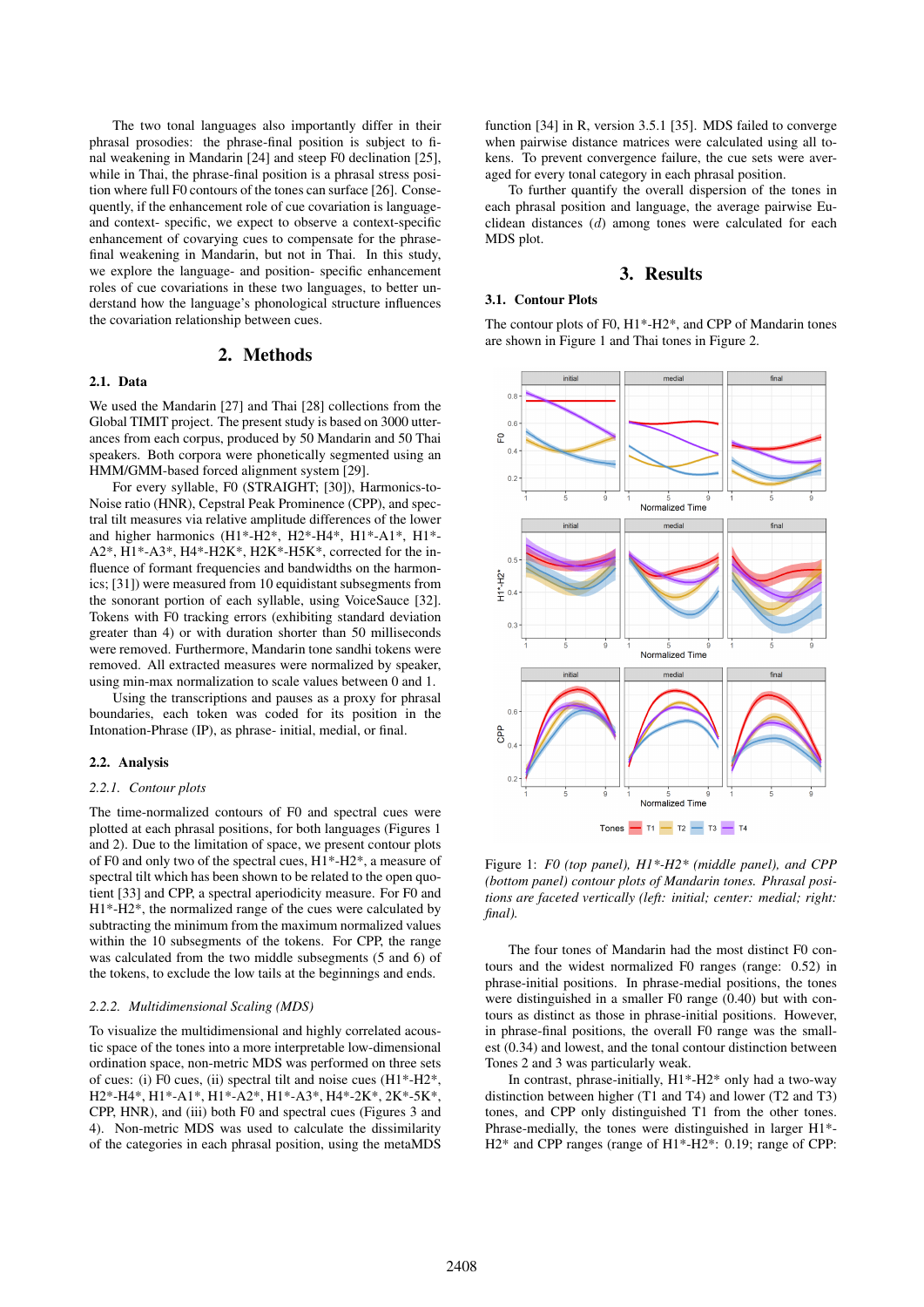The two tonal languages also importantly differ in their phrasal prosodies: the phrase-final position is subject to final weakening in Mandarin [24] and steep F0 declination [25], while in Thai, the phrase-final position is a phrasal stress position where full F0 contours of the tones can surface [26]. Consequently, if the enhancement role of cue covariation is language- and context- specific, we expect to observe a context-specific enhancement of covarying cues to compensate for the phrase-final weakening in Mandarin, but not in Thai. In this study, we explore the language- and position- specific enhancement roles of cue covariations in these two languages, to better understand how the language's phonological structure influences the covariation relationship between cues.

## 2. Methods

### 2.1. Data

We used the Mandarin [27] and Thai [28] collections from the Global TIMIT project. The present study is based on 3000 utterances from each corpus, produced by 50 Mandarin and 50 Thai speakers. Both corpora were phonetically segmented using an HMM/GMM-based forced alignment system [29].

For every syllable, F0 (STRAIGHT; [30]), Harmonics-to-Noise ratio (HNR), Cepstral Peak Prominence (CPP), and spectral tilt measures via relative amplitude differences of the lower and higher harmonics (H1*-H2*, H2*-H4*, H1*-A1*, H1*-A2*, H1*-A3*, H4*-H2K*, H2K*-H5K*, corrected for the influence of formant frequencies and bandwidths on the harmonics; [31]) were measured from 10 equidistant subsegments from the sonorant portion of each syllable, using VoiceSauce [32]. Tokens with F0 tracking errors (exhibiting standard deviation greater than 4) or with duration shorter than 50 milliseconds were removed. Furthermore, Mandarin tone sandhi tokens were removed. All extracted measures were normalized by speaker, using min-max normalization to scale values between 0 and 1.

Using the transcriptions and pauses as a proxy for phrasal boundaries, each token was coded for its position in the Intonation-Phrase (IP), as phrase- initial, medial, or final.

### 2.2. Analysis

#### 2.2.1. *Contour plots*

The time-normalized contours of F0 and spectral cues were plotted at each phrasal positions, for both languages (Figures 1 and 2). Due to the limitation of space, we present contour plots of F0 and only two of the spectral cues, H1*-H2*, a measure of spectral tilt which has been shown to be related to the open quotient [33] and CPP, a spectral aperiodicity measure. For F0 and H1*-H2*, the normalized range of the cues were calculated by subtracting the minimum from the maximum normalized values within the 10 subsegments of the tokens. For CPP, the range was calculated from the two middle subsegments (5 and 6) of the tokens, to exclude the low tails at the beginnings and ends.

#### 2.2.2. *Multidimensional Scaling (MDS)*

To visualize the multidimensional and highly correlated acoustic space of the tones into a more interpretable low-dimensional ordination space, non-metric MDS was performed on three sets of cues: (i) F0 cues, (ii) spectral tilt and noise cues (H1*-H2*, H2*-H4*, H1*-A1*, H1*-A2*, H1*-A3*, H4*-2K*, 2K*-5K*, CPP, HNR), and (iii) both F0 and spectral cues (Figures 3 and 4). Non-metric MDS was used to calculate the dissimilarity of the categories in each phrasal position, using the metaMDS function [34] in R, version 3.5.1 [35]. MDS failed to converge when pairwise distance matrices were calculated using all tokens. To prevent convergence failure, the cue sets were averaged for every tonal category in each phrasal position.

To further quantify the overall dispersion of the tones in each phrasal position and language, the average pairwise Euclidean distances ($d$) among tones were calculated for each MDS plot.

## 3. Results

### 3.1. Contour Plots

The contour plots of F0, H1*-H2*, and CPP of Mandarin tones are shown in Figure 1 and Thai tones in Figure 2.

Figure 1: *F0 (top panel), H1*-H2* (middle panel), and CPP (bottom panel) contour plots of Mandarin tones. Phrasal positions are faceted vertically (left: initial; center: medial; right: final).*

The four tones of Mandarin had the most distinct F0 contours and the widest normalized F0 ranges (range: 0.52) in phrase-initial positions. In phrase-medial positions, the tones were distinguished in a smaller F0 range (0.40) but with contours as distinct as those in phrase-initial positions. However, in phrase-final positions, the overall F0 range was the smallest (0.34) and lowest, and the tonal contour distinction between Tones 2 and 3 was particularly weak.

In contrast, phrase-initially, H1*-H2* only had a two-way distinction between higher (T1 and T4) and lower (T2 and T3) tones, and CPP only distinguished T1 from the other tones. Phrase-medially, the tones were distinguished in larger H1*-H2* and CPP ranges (range of H1*-H2*: 0.19; range of CPP: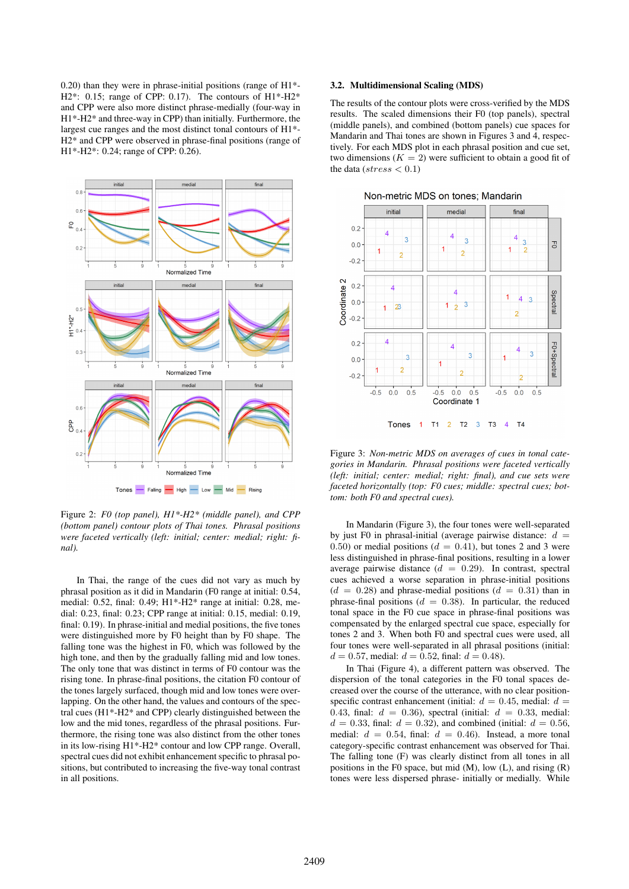0.20) than they were in phrase-initial positions (range of H1*-H2*: 0.15; range of CPP: 0.17). The contours of H1*-H2* and CPP were also more distinct phrase-medially (four-way in H1*-H2* and three-way in CPP) than initially. Furthermore, the largest cue ranges and the most distinct tonal contours of H1*-H2* and CPP were observed in phrase-final positions (range of H1*-H2*: 0.24; range of CPP: 0.26).

Figure 2: *F0 (top panel), H1*-H2* (middle panel), and CPP (bottom panel) contour plots of Thai tones. Phrasal positions were faceted vertically (left: initial; center: medial; right: final).*

In Thai, the range of the cues did not vary as much by phrasal position as it did in Mandarin (F0 range at initial: 0.54, medial: 0.52, final: 0.49; H1*-H2* range at initial: 0.28, medial: 0.23, final: 0.23; CPP range at initial: 0.15, medial: 0.19, final: 0.19). In phrase-initial and medial positions, the five tones were distinguished more by F0 height than by F0 shape. The falling tone was the highest in F0, which was followed by the high tone, and then by the gradually falling mid and low tones. The only tone that was distinct in terms of F0 contour was the rising tone. In phrase-final positions, the citation F0 contour of the tones largely surfaced, though mid and low tones were overlapping. On the other hand, the values and contours of the spectral cues (H1*-H2* and CPP) clearly distinguished between the low and the mid tones, regardless of the phrasal positions. Furthermore, the rising tone was also distinct from the other tones in its low-rising H1*-H2* contour and low CPP range. Overall, spectral cues did not exhibit enhancement specific to phrasal positions, but contributed to increasing the five-way tonal contrast in all positions.

### 3.2. Multidimensional Scaling (MDS)

The results of the contour plots were cross-verified by the MDS results. The scaled dimensions their F0 (top panels), spectral (middle panels), and combined (bottom panels) cue spaces for Mandarin and Thai tones are shown in Figures 3 and 4, respectively. For each MDS plot in each phrasal position and cue set, two dimensions ($K = 2$) were sufficient to obtain a good fit of the data ($stress < 0.1$)

Figure 3: *Non-metric MDS on averages of cues in tonal categories in Mandarin. Phrasal positions were faceted vertically (left: initial; center: medial; right: final), and cue sets were faceted horizontally (top: F0 cues; middle: spectral cues; bottom: both F0 and spectral cues).*

In Mandarin (Figure 3), the four tones were well-separated by just F0 in phrasal-initial (average pairwise distance: $d = 0.50$) or medial positions ($d = 0.41$), but tones 2 and 3 were less distinguished in phrase-final positions, resulting in a lower average pairwise distance ($d = 0.29$). In contrast, spectral cues achieved a worse separation in phrase-initial positions ($d = 0.28$) and phrase-medial positions ($d = 0.31$) than in phrase-final positions ($d = 0.38$). In particular, the reduced tonal space in the F0 cue space in phrase-final positions was compensated by the enlarged spectral cue space, especially for tones 2 and 3. When both F0 and spectral cues were used, all four tones were well-separated in all phrasal positions (initial: $d = 0.57$, medial: $d = 0.52$, final: $d = 0.48$).

In Thai (Figure 4), a different pattern was observed. The dispersion of the tonal categories in the F0 tonal spaces decreased over the course of the utterance, with no clear position-specific contrast enhancement (initial: $d = 0.45$, medial: $d = 0.43$, final: $d = 0.36$), spectral (initial: $d = 0.33$, medial: $d = 0.33$, final: $d = 0.32$), and combined (initial: $d = 0.56$, medial: $d = 0.54$, final: $d = 0.46$). Instead, a more tonal category-specific contrast enhancement was observed for Thai. The falling tone (F) was clearly distinct from all tones in all positions in the F0 space, but mid (M), low (L), and rising (R) tones were less dispersed phrase- initially or medially. While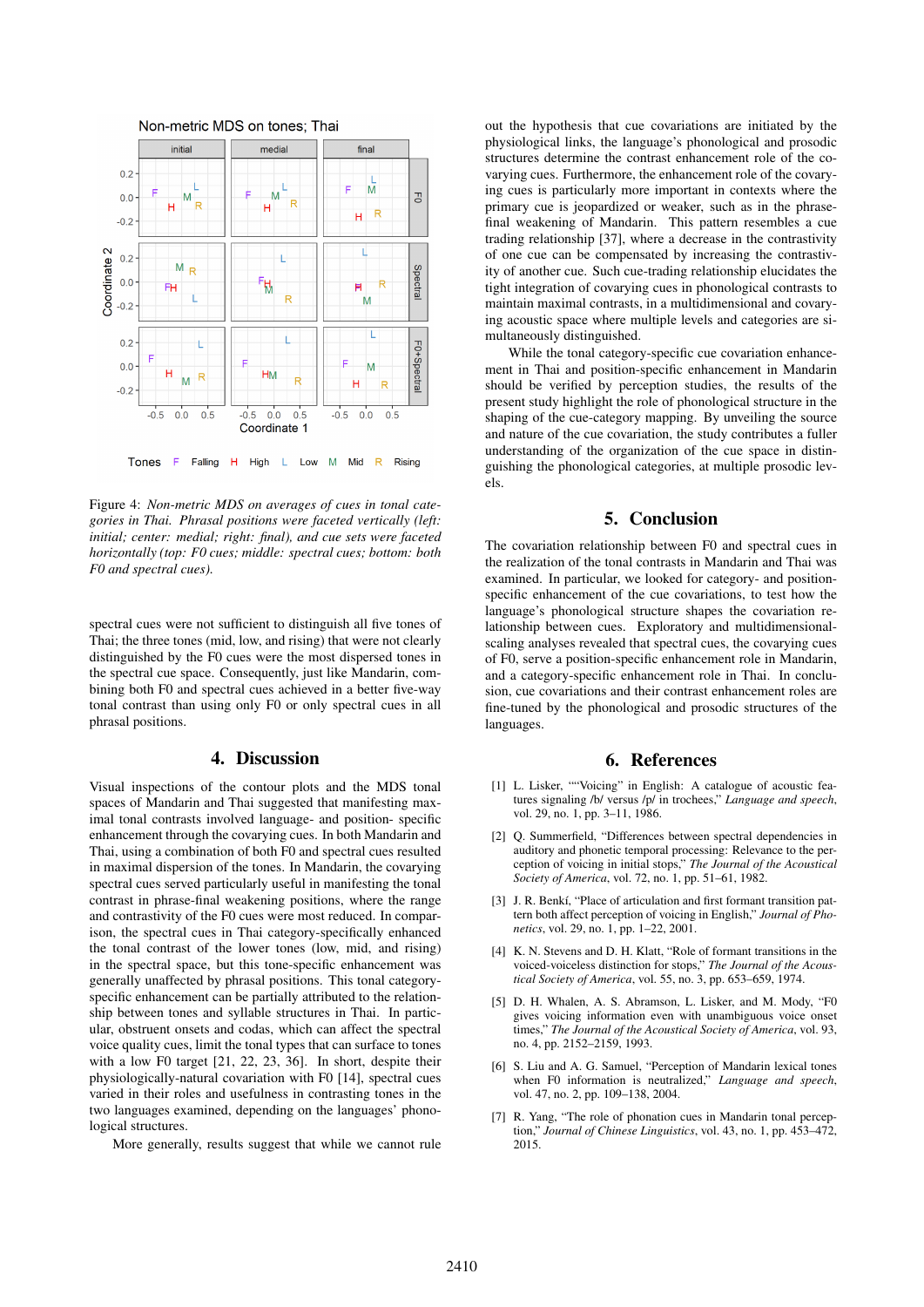Figure 4: *Non-metric MDS on averages of cues in tonal categories in Thai. Phrasal positions were faceted vertically (left: initial; center: medial; right: final), and cue sets were faceted horizontally (top: F0 cues; middle: spectral cues; bottom: both F0 and spectral cues).*

spectral cues were not sufficient to distinguish all five tones of Thai; the three tones (mid, low, and rising) that were not clearly distinguished by the F0 cues were the most dispersed tones in the spectral cue space. Consequently, just like Mandarin, combining both F0 and spectral cues achieved in a better five-way tonal contrast than using only F0 or only spectral cues in all phrasal positions.

## 4. Discussion

Visual inspections of the contour plots and the MDS tonal spaces of Mandarin and Thai suggested that manifesting maximal tonal contrasts involved language- and position- specific enhancement through the covarying cues. In both Mandarin and Thai, using a combination of both F0 and spectral cues resulted in maximal dispersion of the tones. In Mandarin, the covarying spectral cues served particularly useful in manifesting the tonal contrast in phrase-final weakening positions, where the range and contrastivity of the F0 cues were most reduced. In comparison, the spectral cues in Thai category-specifically enhanced the tonal contrast of the lower tones (low, mid, and rising) in the spectral space, but this tone-specific enhancement was generally unaffected by phrasal positions. This tonal category-specific enhancement can be partially attributed to the relationship between tones and syllable structures in Thai. In particular, obstruent onsets and codas, which can affect the spectral voice quality cues, limit the tonal types that can surface to tones with a low F0 target [21, 22, 23, 36]. In short, despite their physiologically-natural covariation with F0 [14], spectral cues varied in their roles and usefulness in contrasting tones in the two languages examined, depending on the languages' phonological structures.

More generally, results suggest that while we cannot rule out the hypothesis that cue covariations are initiated by the physiological links, the language's phonological and prosodic structures determine the contrast enhancement role of the covarying cues. Furthermore, the enhancement role of the covarying cues is particularly more important in contexts where the primary cue is jeopardized or weaker, such as in the phrase-final weakening of Mandarin. This pattern resembles a cue trading relationship [37], where a decrease in the contrastivity of one cue can be compensated by increasing the contrastivity of another cue. Such cue-trading relationship elucidates the tight integration of covarying cues in phonological contrasts to maintain maximal contrasts, in a multidimensional and covarying acoustic space where multiple levels and categories are simultaneously distinguished.

While the tonal category-specific cue covariation enhancement in Thai and position-specific enhancement in Mandarin should be verified by perception studies, the results of the present study highlight the role of phonological structure in the shaping of the cue-category mapping. By unveiling the source and nature of the cue covariation, the study contributes a fuller understanding of the organization of the cue space in distinguishing the phonological categories, at multiple prosodic levels.

## 5. Conclusion

The covariation relationship between F0 and spectral cues in the realization of the tonal contrasts in Mandarin and Thai was examined. In particular, we looked for category- and position-specific enhancement of the cue covariations, to test how the language's phonological structure shapes the covariation relationship between cues. Exploratory and multidimensional-scaling analyses revealed that spectral cues, the covarying cues of F0, serve a position-specific enhancement role in Mandarin, and a category-specific enhancement role in Thai. In conclusion, cue covariations and their contrast enhancement roles are fine-tuned by the phonological and prosodic structures of the languages.

## 6. References

[1] L. Lisker, ""Voicing" in English: A catalogue of acoustic features signaling /b/ versus /p/ in trochees," *Language and speech*, vol. 29, no. 1, pp. 3–11, 1986.

[2] Q. Summerfield, "Differences between spectral dependencies in auditory and phonetic temporal processing: Relevance to the perception of voicing in initial stops," *The Journal of the Acoustical Society of America*, vol. 72, no. 1, pp. 51–61, 1982.

[3] J. R. Benkí, "Place of articulation and first formant transition pattern both affect perception of voicing in English," *Journal of Phonetics*, vol. 29, no. 1, pp. 1–22, 2001.

[4] K. N. Stevens and D. H. Klatt, "Role of formant transitions in the voiced-voiceless distinction for stops," *The Journal of the Acoustical Society of America*, vol. 55, no. 3, pp. 653–659, 1974.

[5] D. H. Whalen, A. S. Abramson, L. Lisker, and M. Mody, "F0 gives voicing information even with unambiguous voice onset times," *The Journal of the Acoustical Society of America*, vol. 93, no. 4, pp. 2152–2159, 1993.

[6] S. Liu and A. G. Samuel, "Perception of Mandarin lexical tones when F0 information is neutralized," *Language and speech*, vol. 47, no. 2, pp. 109–138, 2004.

[7] R. Yang, "The role of phonation cues in Mandarin tonal perception," *Journal of Chinese Linguistics*, vol. 43, no. 1, pp. 453–472, 2015.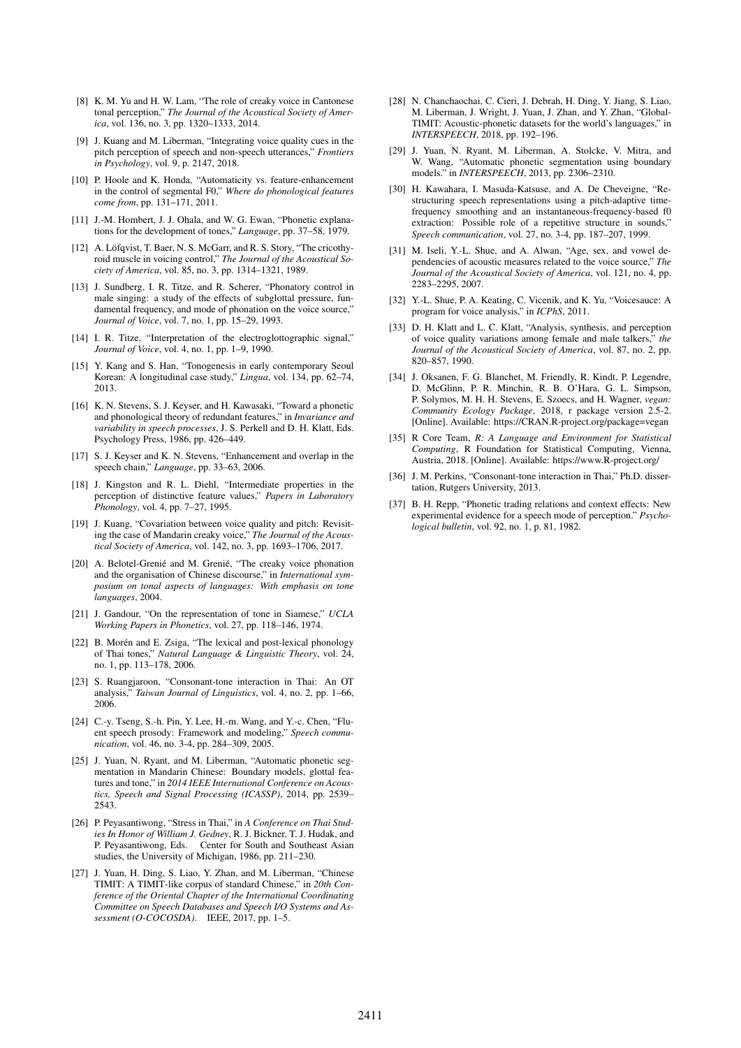[8] K. M. Yu and H. W. Lam, "The role of creaky voice in Cantonese tonal perception," *The Journal of the Acoustical Society of America*, vol. 136, no. 3, pp. 1320–1333, 2014.

[9] J. Kuang and M. Liberman, "Integrating voice quality cues in the pitch perception of speech and non-speech utterances," *Frontiers in Psychology*, vol. 9, p. 2147, 2018.

[10] P. Hoole and K. Honda, "Automaticity vs. feature-enhancement in the control of segmental F0," *Where do phonological features come from*, pp. 131–171, 2011.

[11] J.-M. Hombert, J. J. Ohala, and W. G. Ewan, "Phonetic explanations for the development of tones," *Language*, pp. 37–58, 1979.

[12] A. Löfqvist, T. Baer, N. S. McGarr, and R. S. Story, "The cricothyroid muscle in voicing control," *The Journal of the Acoustical Society of America*, vol. 85, no. 3, pp. 1314–1321, 1989.

[13] J. Sundberg, I. R. Titze, and R. Scherer, "Phonatory control in male singing: a study of the effects of subglottal pressure, fundamental frequency, and mode of phonation on the voice source," *Journal of Voice*, vol. 7, no. 1, pp. 15–29, 1993.

[14] I. R. Titze, "Interpretation of the electroglottographic signal," *Journal of Voice*, vol. 4, no. 1, pp. 1–9, 1990.

[15] Y. Kang and S. Han, "Tonogenesis in early contemporary Seoul Korean: A longitudinal case study," *Lingua*, vol. 134, pp. 62–74, 2013.

[16] K. N. Stevens, S. J. Keyser, and H. Kawasaki, "Toward a phonetic and phonological theory of redundant features," in *Invariance and variability in speech processes*, J. S. Perkell and D. H. Klatt, Eds. Psychology Press, 1986, pp. 426–449.

[17] S. J. Keyser and K. N. Stevens, "Enhancement and overlap in the speech chain," *Language*, pp. 33–63, 2006.

[18] J. Kingston and R. L. Diehl, "Intermediate properties in the perception of distinctive feature values," *Papers in Laboratory Phonology*, vol. 4, pp. 7–27, 1995.

[19] J. Kuang, "Covariation between voice quality and pitch: Revisiting the case of Mandarin creaky voice," *The Journal of the Acoustical Society of America*, vol. 142, no. 3, pp. 1693–1706, 2017.

[20] A. Belotel-Grenié and M. Grenié, "The creaky voice phonation and the organisation of Chinese discourse," in *International symposium on tonal aspects of languages: With emphasis on tone languages*, 2004.

[21] J. Gandour, "On the representation of tone in Siamese," *UCLA Working Papers in Phonetics*, vol. 27, pp. 118–146, 1974.

[22] B. Morén and E. Zsiga, "The lexical and post-lexical phonology of Thai tones," *Natural Language & Linguistic Theory*, vol. 24, no. 1, pp. 113–178, 2006.

[23] S. Ruangjaroon, "Consonant-tone interaction in Thai: An OT analysis," *Taiwan Journal of Linguistics*, vol. 4, no. 2, pp. 1–66, 2006.

[24] C.-y. Tseng, S.-h. Pin, Y. Lee, H.-m. Wang, and Y.-c. Chen, "Fluent speech prosody: Framework and modeling," *Speech communication*, vol. 46, no. 3-4, pp. 284–309, 2005.

[25] J. Yuan, N. Ryant, and M. Liberman, "Automatic phonetic segmentation in Mandarin Chinese: Boundary models, glottal features and tone," in *2014 IEEE International Conference on Acoustics, Speech and Signal Processing (ICASSP)*, 2014, pp. 2539–2543.

[26] P. Peyasantiwong, "Stress in Thai," in *A Conference on Thai Studies In Honor of William J. Gedney*, R. J. Bickner, T. J. Hudak, and P. Peyasantiwong, Eds. Center for South and Southeast Asian studies, the University of Michigan, 1986, pp. 211–230.

[27] J. Yuan, H. Ding, S. Liao, Y. Zhan, and M. Liberman, "Chinese TIMIT: A TIMIT-like corpus of standard Chinese," in *20th Conference of the Oriental Chapter of the International Coordinating Committee on Speech Databases and Speech I/O Systems and Assessment (O-COCOSDA)*. IEEE, 2017, pp. 1–5.

[28] N. Chanchaochai, C. Cieri, J. Debrah, H. Ding, Y. Jiang, S. Liao, M. Liberman, J. Wright, J. Yuan, J. Zhan, and Y. Zhan, "Global-TIMIT: Acoustic-phonetic datasets for the world's languages," in *INTERSPEECH*, 2018, pp. 192–196.

[29] J. Yuan, N. Ryant, M. Liberman, A. Stolcke, V. Mitra, and W. Wang, "Automatic phonetic segmentation using boundary models." in *INTERSPEECH*, 2013, pp. 2306–2310.

[30] H. Kawahara, I. Masuda-Katsuse, and A. De Cheveigne, "Restructuring speech representations using a pitch-adaptive time-frequency smoothing and an instantaneous-frequency-based f0 extraction: Possible role of a repetitive structure in sounds," *Speech communication*, vol. 27, no. 3-4, pp. 187–207, 1999.

[31] M. Iseli, Y.-L. Shue, and A. Alwan, "Age, sex, and vowel dependencies of acoustic measures related to the voice source," *The Journal of the Acoustical Society of America*, vol. 121, no. 4, pp. 2283–2295, 2007.

[32] Y.-L. Shue, P. A. Keating, C. Vicenik, and K. Yu, "Voicesauce: A program for voice analysis," in *ICPhS*, 2011.

[33] D. H. Klatt and L. C. Klatt, "Analysis, synthesis, and perception of voice quality variations among female and male talkers," *the Journal of the Acoustical Society of America*, vol. 87, no. 2, pp. 820–857, 1990.

[34] J. Oksanen, F. G. Blanchet, M. Friendly, R. Kindt, P. Legendre, D. McGlinn, P. R. Minchin, R. B. O'Hara, G. L. Simpson, P. Solymos, M. H. H. Stevens, E. Szoecs, and H. Wagner, *vegan: Community Ecology Package*, 2018, r package version 2.5-2. [Online]. Available: https://CRAN.R-project.org/package=vegan

[35] R Core Team, *R: A Language and Environment for Statistical Computing*, R Foundation for Statistical Computing, Vienna, Austria, 2018. [Online]. Available: https://www.R-project.org/

[36] J. M. Perkins, "Consonant-tone interaction in Thai," Ph.D. dissertation, Rutgers University, 2013.

[37] B. H. Repp, "Phonetic trading relations and context effects: New experimental evidence for a speech mode of perception." *Psychological bulletin*, vol. 92, no. 1, p. 81, 1982.